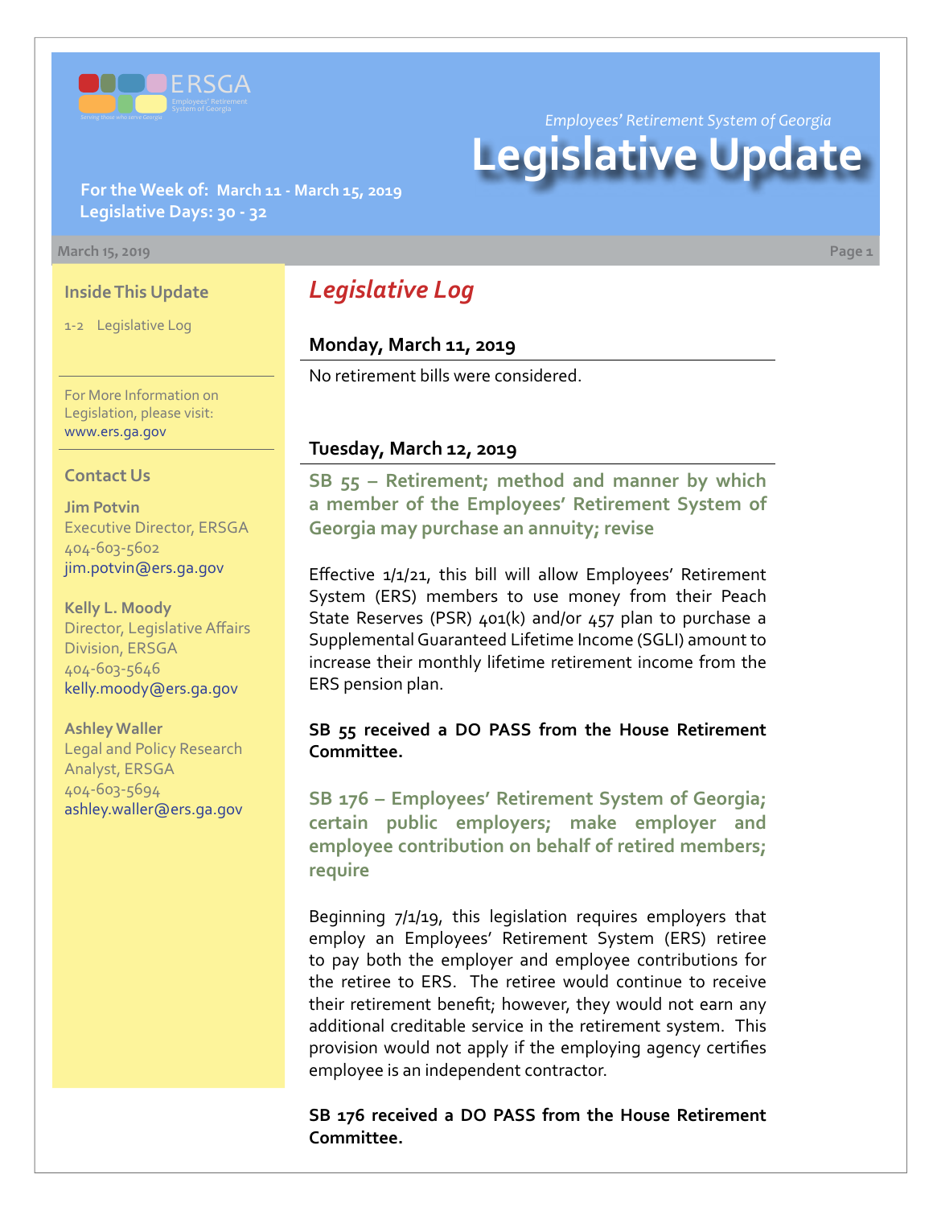Employees' Retirement System of Georgia

# Legislative Update

**For the Week of: March 11 - March 15, 2019**
**Legislative Days: 30 - 32**

March 15, 2019

### Inside This Update

1-2 Legislative Log

For More Information on Legislation, please visit: www.ers.ga.gov

### Contact Us

**Jim Potvin**
Executive Director, ERSGA
404-603-5602
jim.potvin@ers.ga.gov

**Kelly L. Moody**
Director, Legislative Affairs Division, ERSGA
404-603-5646
kelly.moody@ers.ga.gov

**Ashley Waller**
Legal and Policy Research Analyst, ERSGA
404-603-5694
ashley.waller@ers.ga.gov

## *Legislative Log*

### Monday, March 11, 2019

No retirement bills were considered.

### Tuesday, March 12, 2019

#### SB 55 – Retirement; method and manner by which a member of the Employees' Retirement System of Georgia may purchase an annuity; revise

Effective 1/1/21, this bill will allow Employees' Retirement System (ERS) members to use money from their Peach State Reserves (PSR) 401(k) and/or 457 plan to purchase a Supplemental Guaranteed Lifetime Income (SGLI) amount to increase their monthly lifetime retirement income from the ERS pension plan.

**SB 55 received a DO PASS from the House Retirement Committee.**

#### SB 176 – Employees' Retirement System of Georgia; certain public employers; make employer and employee contribution on behalf of retired members; require

Beginning 7/1/19, this legislation requires employers that employ an Employees' Retirement System (ERS) retiree to pay both the employer and employee contributions for the retiree to ERS. The retiree would continue to receive their retirement benefit; however, they would not earn any additional creditable service in the retirement system. This provision would not apply if the employing agency certifies employee is an independent contractor.

**SB 176 received a DO PASS from the House Retirement Committee.**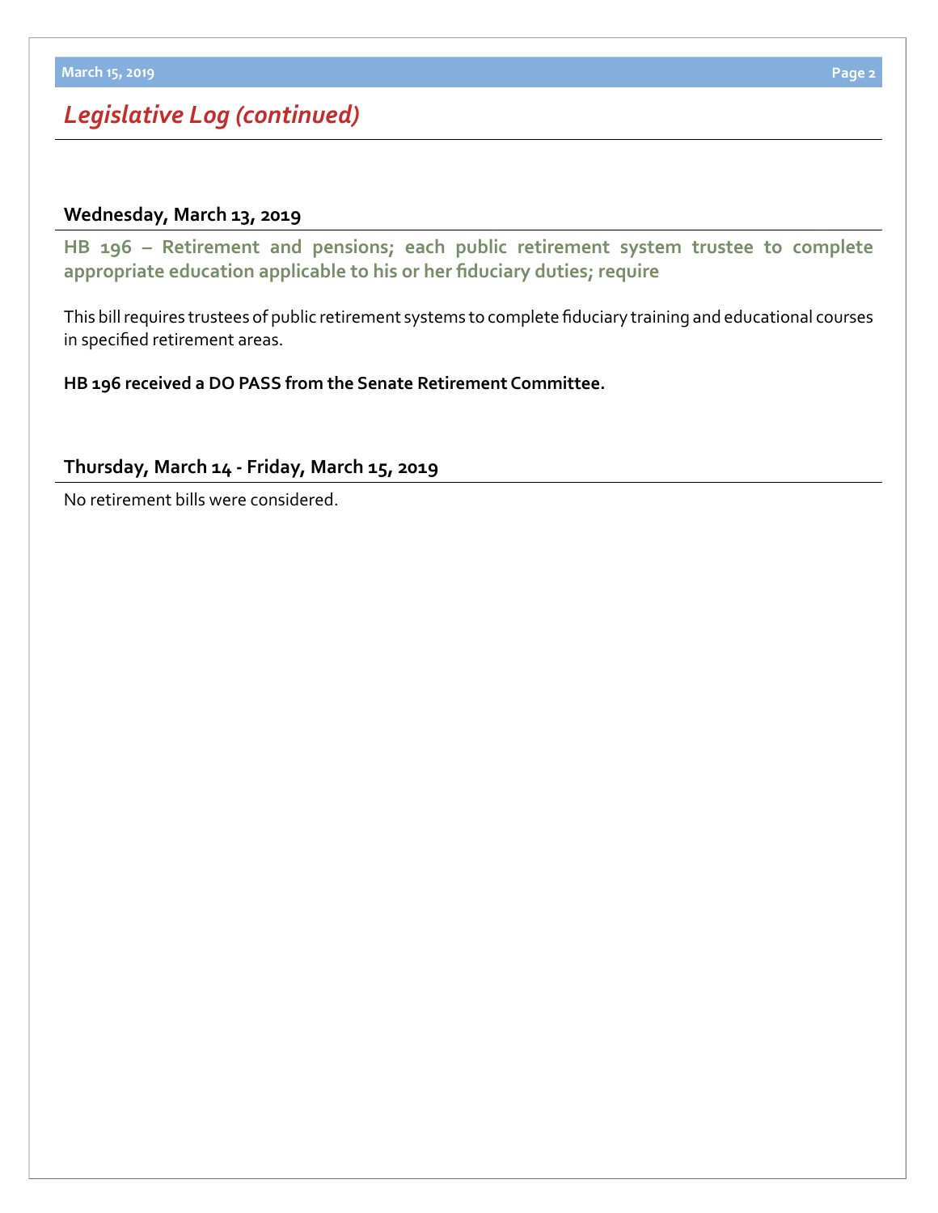## *Legislative Log (continued)*

### Wednesday, March 13, 2019

**HB 196 – Retirement and pensions; each public retirement system trustee to complete appropriate education applicable to his or her fiduciary duties; require**

This bill requires trustees of public retirement systems to complete fiduciary training and educational courses in specified retirement areas.

**HB 196 received a DO PASS from the Senate Retirement Committee.**

### Thursday, March 14 - Friday, March 15, 2019

No retirement bills were considered.